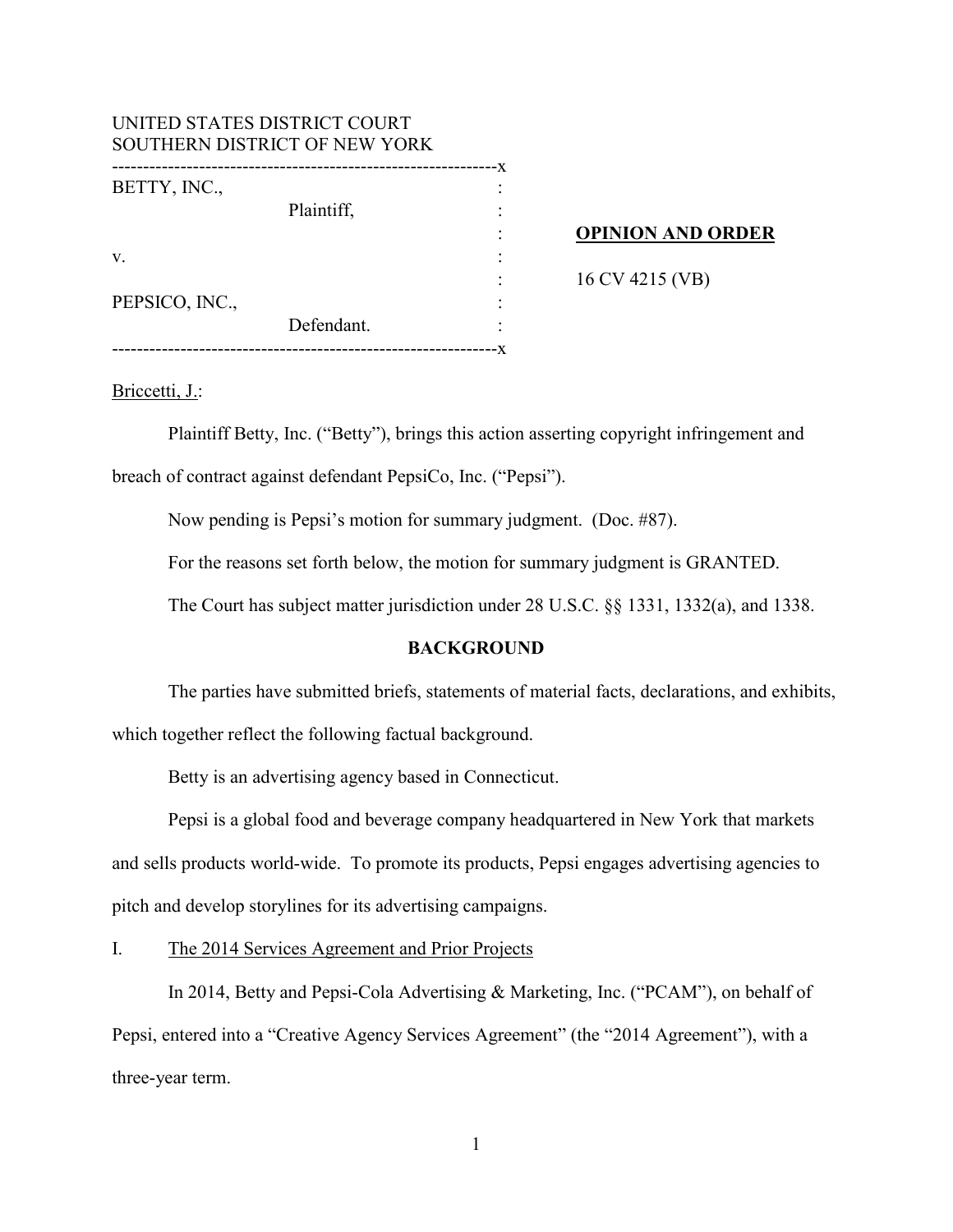UNITED STATES DISTRICT COURT
SOUTHERN DISTRICT OF NEW YORK

| | | |
|---|---|---|
| BETTY, INC., Plaintiff, | : | |
| | : | **OPINION AND ORDER** |
| v. | : | |
| | : | 16 CV 4215 (VB) |
| PEPSICO, INC., Defendant. | : | |

Briccetti, J.:

Plaintiff Betty, Inc. ("Betty"), brings this action asserting copyright infringement and breach of contract against defendant PepsiCo, Inc. ("Pepsi").

Now pending is Pepsi's motion for summary judgment. (Doc. #87).

For the reasons set forth below, the motion for summary judgment is GRANTED.

The Court has subject matter jurisdiction under 28 U.S.C. §§ 1331, 1332(a), and 1338.

## BACKGROUND

The parties have submitted briefs, statements of material facts, declarations, and exhibits, which together reflect the following factual background.

Betty is an advertising agency based in Connecticut.

Pepsi is a global food and beverage company headquartered in New York that markets and sells products world-wide. To promote its products, Pepsi engages advertising agencies to pitch and develop storylines for its advertising campaigns.

### I. The 2014 Services Agreement and Prior Projects

In 2014, Betty and Pepsi-Cola Advertising & Marketing, Inc. ("PCAM"), on behalf of Pepsi, entered into a "Creative Agency Services Agreement" (the "2014 Agreement"), with a three-year term.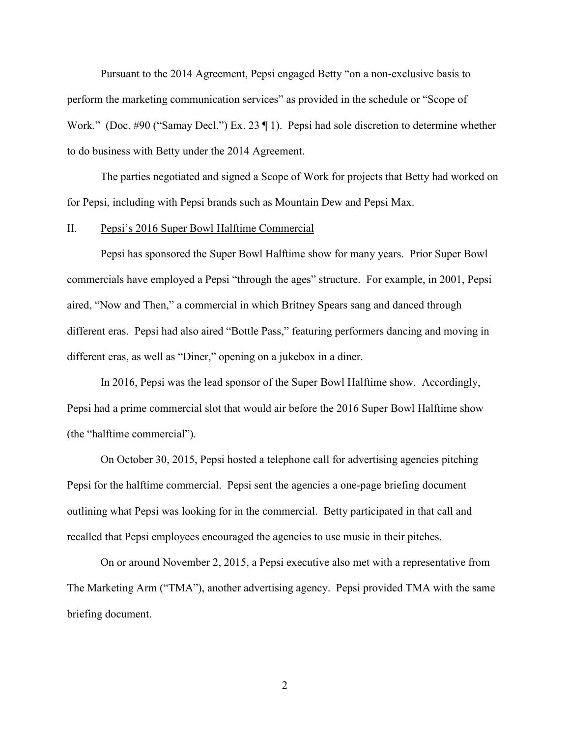Pursuant to the 2014 Agreement, Pepsi engaged Betty "on a non-exclusive basis to perform the marketing communication services" as provided in the schedule or "Scope of Work." (Doc. #90 ("Samay Decl.") Ex. 23 ¶ 1). Pepsi had sole discretion to determine whether to do business with Betty under the 2014 Agreement.

The parties negotiated and signed a Scope of Work for projects that Betty had worked on for Pepsi, including with Pepsi brands such as Mountain Dew and Pepsi Max.

## II. Pepsi's 2016 Super Bowl Halftime Commercial

Pepsi has sponsored the Super Bowl Halftime show for many years. Prior Super Bowl commercials have employed a Pepsi "through the ages" structure. For example, in 2001, Pepsi aired, "Now and Then," a commercial in which Britney Spears sang and danced through different eras. Pepsi had also aired "Bottle Pass," featuring performers dancing and moving in different eras, as well as "Diner," opening on a jukebox in a diner.

In 2016, Pepsi was the lead sponsor of the Super Bowl Halftime show. Accordingly, Pepsi had a prime commercial slot that would air before the 2016 Super Bowl Halftime show (the "halftime commercial").

On October 30, 2015, Pepsi hosted a telephone call for advertising agencies pitching Pepsi for the halftime commercial. Pepsi sent the agencies a one-page briefing document outlining what Pepsi was looking for in the commercial. Betty participated in that call and recalled that Pepsi employees encouraged the agencies to use music in their pitches.

On or around November 2, 2015, a Pepsi executive also met with a representative from The Marketing Arm ("TMA"), another advertising agency. Pepsi provided TMA with the same briefing document.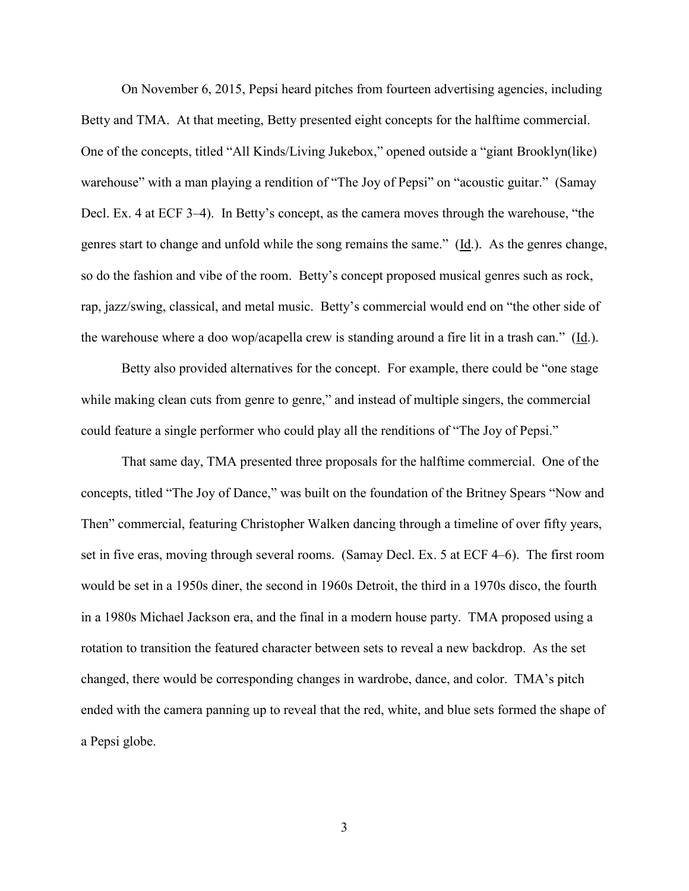On November 6, 2015, Pepsi heard pitches from fourteen advertising agencies, including Betty and TMA. At that meeting, Betty presented eight concepts for the halftime commercial. One of the concepts, titled "All Kinds/Living Jukebox," opened outside a "giant Brooklyn(like) warehouse" with a man playing a rendition of "The Joy of Pepsi" on "acoustic guitar." (Samay Decl. Ex. 4 at ECF 3–4). In Betty's concept, as the camera moves through the warehouse, "the genres start to change and unfold while the song remains the same." (Id.). As the genres change, so do the fashion and vibe of the room. Betty's concept proposed musical genres such as rock, rap, jazz/swing, classical, and metal music. Betty's commercial would end on "the other side of the warehouse where a doo wop/acapella crew is standing around a fire lit in a trash can." (Id.).

Betty also provided alternatives for the concept. For example, there could be "one stage while making clean cuts from genre to genre," and instead of multiple singers, the commercial could feature a single performer who could play all the renditions of "The Joy of Pepsi."

That same day, TMA presented three proposals for the halftime commercial. One of the concepts, titled "The Joy of Dance," was built on the foundation of the Britney Spears "Now and Then" commercial, featuring Christopher Walken dancing through a timeline of over fifty years, set in five eras, moving through several rooms. (Samay Decl. Ex. 5 at ECF 4–6). The first room would be set in a 1950s diner, the second in 1960s Detroit, the third in a 1970s disco, the fourth in a 1980s Michael Jackson era, and the final in a modern house party. TMA proposed using a rotation to transition the featured character between sets to reveal a new backdrop. As the set changed, there would be corresponding changes in wardrobe, dance, and color. TMA's pitch ended with the camera panning up to reveal that the red, white, and blue sets formed the shape of a Pepsi globe.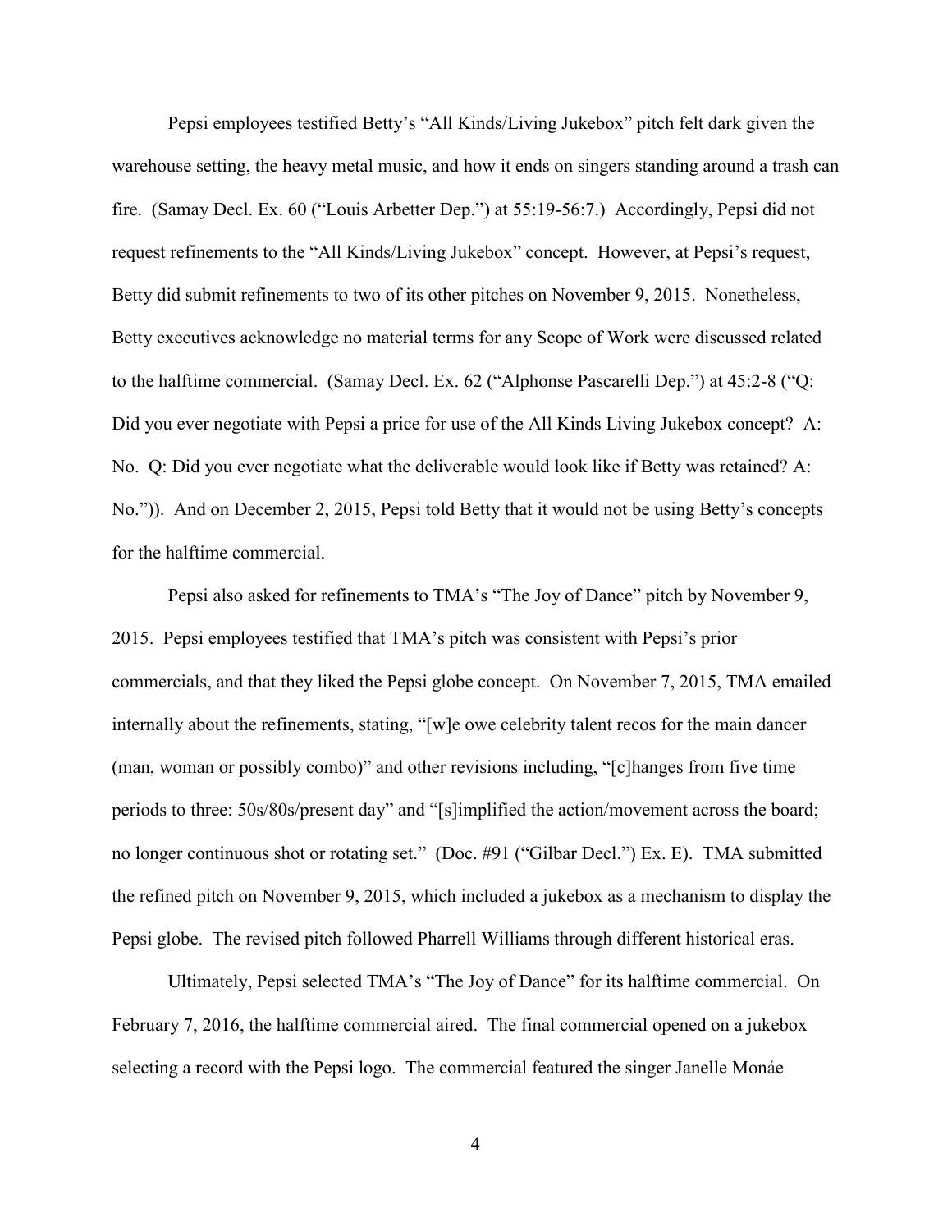Pepsi employees testified Betty's "All Kinds/Living Jukebox" pitch felt dark given the warehouse setting, the heavy metal music, and how it ends on singers standing around a trash can fire. (Samay Decl. Ex. 60 ("Louis Arbetter Dep.") at 55:19-56:7.) Accordingly, Pepsi did not request refinements to the "All Kinds/Living Jukebox" concept. However, at Pepsi's request, Betty did submit refinements to two of its other pitches on November 9, 2015. Nonetheless, Betty executives acknowledge no material terms for any Scope of Work were discussed related to the halftime commercial. (Samay Decl. Ex. 62 ("Alphonse Pascarelli Dep.") at 45:2-8 ("Q: Did you ever negotiate with Pepsi a price for use of the All Kinds Living Jukebox concept? A: No. Q: Did you ever negotiate what the deliverable would look like if Betty was retained? A: No.")). And on December 2, 2015, Pepsi told Betty that it would not be using Betty's concepts for the halftime commercial.

Pepsi also asked for refinements to TMA's "The Joy of Dance" pitch by November 9, 2015. Pepsi employees testified that TMA's pitch was consistent with Pepsi's prior commercials, and that they liked the Pepsi globe concept. On November 7, 2015, TMA emailed internally about the refinements, stating, "[w]e owe celebrity talent recos for the main dancer (man, woman or possibly combo)" and other revisions including, "[c]hanges from five time periods to three: 50s/80s/present day" and "[s]implified the action/movement across the board; no longer continuous shot or rotating set." (Doc. #91 ("Gilbar Decl.") Ex. E). TMA submitted the refined pitch on November 9, 2015, which included a jukebox as a mechanism to display the Pepsi globe. The revised pitch followed Pharrell Williams through different historical eras.

Ultimately, Pepsi selected TMA's "The Joy of Dance" for its halftime commercial. On February 7, 2016, the halftime commercial aired. The final commercial opened on a jukebox selecting a record with the Pepsi logo. The commercial featured the singer Janelle Monáe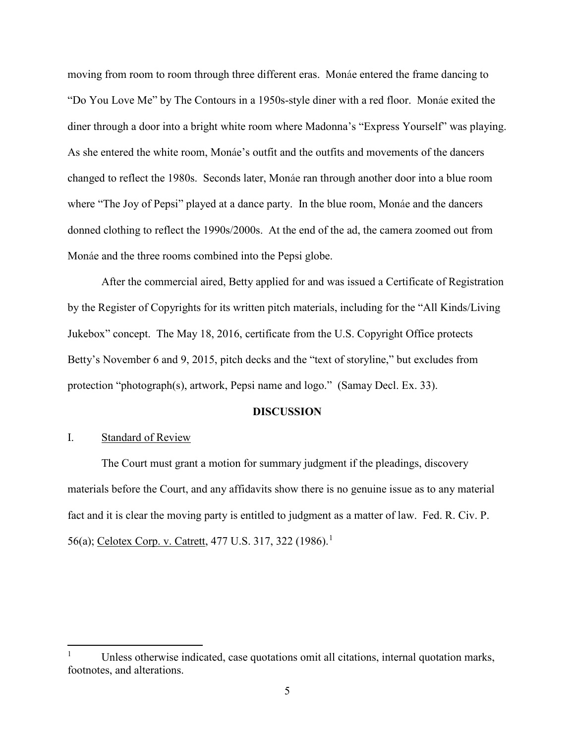moving from room to room through three different eras. Monáe entered the frame dancing to "Do You Love Me" by The Contours in a 1950s-style diner with a red floor. Monáe exited the diner through a door into a bright white room where Madonna's "Express Yourself" was playing. As she entered the white room, Monáe's outfit and the outfits and movements of the dancers changed to reflect the 1980s. Seconds later, Monáe ran through another door into a blue room where "The Joy of Pepsi" played at a dance party. In the blue room, Monáe and the dancers donned clothing to reflect the 1990s/2000s. At the end of the ad, the camera zoomed out from Monáe and the three rooms combined into the Pepsi globe.

After the commercial aired, Betty applied for and was issued a Certificate of Registration by the Register of Copyrights for its written pitch materials, including for the "All Kinds/Living Jukebox" concept. The May 18, 2016, certificate from the U.S. Copyright Office protects Betty's November 6 and 9, 2015, pitch decks and the "text of storyline," but excludes from protection "photograph(s), artwork, Pepsi name and logo." (Samay Decl. Ex. 33).

## DISCUSSION

### I. Standard of Review

The Court must grant a motion for summary judgment if the pleadings, discovery materials before the Court, and any affidavits show there is no genuine issue as to any material fact and it is clear the moving party is entitled to judgment as a matter of law. Fed. R. Civ. P. 56(a); Celotex Corp. v. Catrett, 477 U.S. 317, 322 (1986).[1]

---

[1] Unless otherwise indicated, case quotations omit all citations, internal quotation marks, footnotes, and alterations.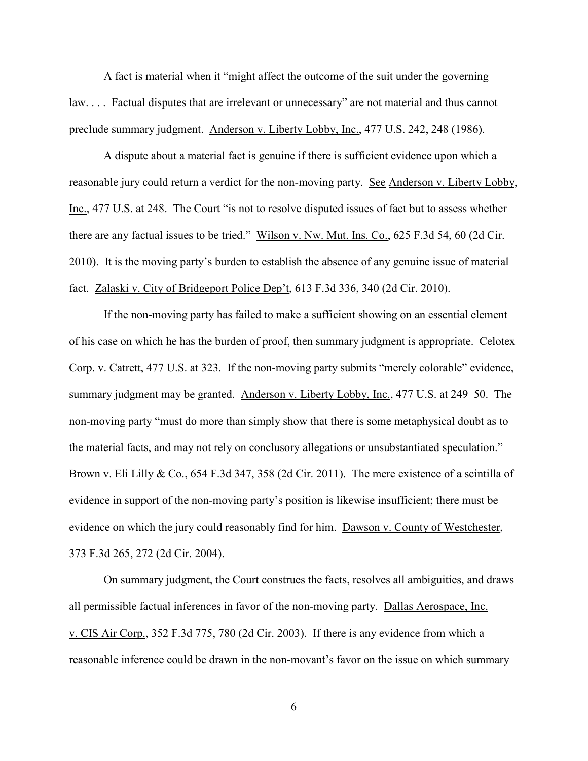A fact is material when it "might affect the outcome of the suit under the governing law. . . . Factual disputes that are irrelevant or unnecessary" are not material and thus cannot preclude summary judgment. Anderson v. Liberty Lobby, Inc., 477 U.S. 242, 248 (1986).

A dispute about a material fact is genuine if there is sufficient evidence upon which a reasonable jury could return a verdict for the non-moving party. See Anderson v. Liberty Lobby, Inc., 477 U.S. at 248. The Court "is not to resolve disputed issues of fact but to assess whether there are any factual issues to be tried." Wilson v. Nw. Mut. Ins. Co., 625 F.3d 54, 60 (2d Cir. 2010). It is the moving party's burden to establish the absence of any genuine issue of material fact. Zalaski v. City of Bridgeport Police Dep't, 613 F.3d 336, 340 (2d Cir. 2010).

If the non-moving party has failed to make a sufficient showing on an essential element of his case on which he has the burden of proof, then summary judgment is appropriate. Celotex Corp. v. Catrett, 477 U.S. at 323. If the non-moving party submits "merely colorable" evidence, summary judgment may be granted. Anderson v. Liberty Lobby, Inc., 477 U.S. at 249–50. The non-moving party "must do more than simply show that there is some metaphysical doubt as to the material facts, and may not rely on conclusory allegations or unsubstantiated speculation." Brown v. Eli Lilly & Co., 654 F.3d 347, 358 (2d Cir. 2011). The mere existence of a scintilla of evidence in support of the non-moving party's position is likewise insufficient; there must be evidence on which the jury could reasonably find for him. Dawson v. County of Westchester, 373 F.3d 265, 272 (2d Cir. 2004).

On summary judgment, the Court construes the facts, resolves all ambiguities, and draws all permissible factual inferences in favor of the non-moving party. Dallas Aerospace, Inc. v. CIS Air Corp., 352 F.3d 775, 780 (2d Cir. 2003). If there is any evidence from which a reasonable inference could be drawn in the non-movant's favor on the issue on which summary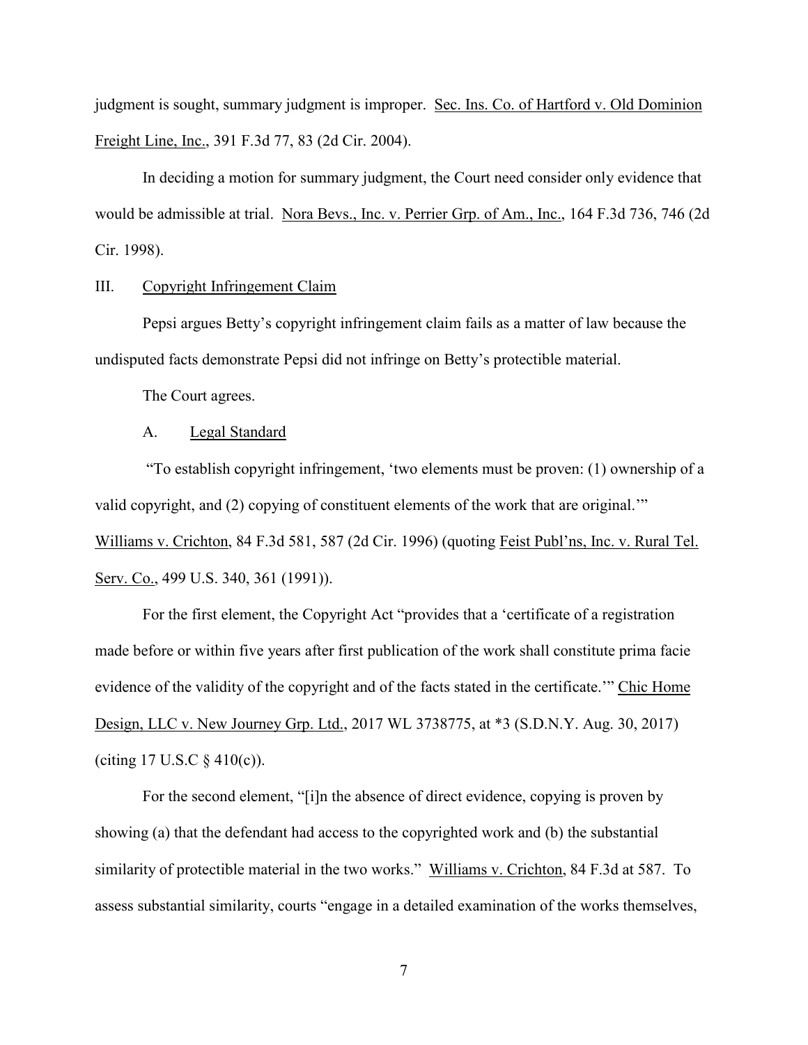judgment is sought, summary judgment is improper. Sec. Ins. Co. of Hartford v. Old Dominion Freight Line, Inc., 391 F.3d 77, 83 (2d Cir. 2004).

In deciding a motion for summary judgment, the Court need consider only evidence that would be admissible at trial. Nora Bevs., Inc. v. Perrier Grp. of Am., Inc., 164 F.3d 736, 746 (2d Cir. 1998).

## III. Copyright Infringement Claim

Pepsi argues Betty's copyright infringement claim fails as a matter of law because the undisputed facts demonstrate Pepsi did not infringe on Betty's protectible material.

The Court agrees.

### A. Legal Standard

"To establish copyright infringement, 'two elements must be proven: (1) ownership of a valid copyright, and (2) copying of constituent elements of the work that are original.'" Williams v. Crichton, 84 F.3d 581, 587 (2d Cir. 1996) (quoting Feist Publ'ns, Inc. v. Rural Tel. Serv. Co., 499 U.S. 340, 361 (1991)).

For the first element, the Copyright Act "provides that a 'certificate of a registration made before or within five years after first publication of the work shall constitute prima facie evidence of the validity of the copyright and of the facts stated in the certificate.'" Chic Home Design, LLC v. New Journey Grp. Ltd., 2017 WL 3738775, at *3 (S.D.N.Y. Aug. 30, 2017) (citing 17 U.S.C § 410(c)).

For the second element, "[i]n the absence of direct evidence, copying is proven by showing (a) that the defendant had access to the copyrighted work and (b) the substantial similarity of protectible material in the two works." Williams v. Crichton, 84 F.3d at 587. To assess substantial similarity, courts "engage in a detailed examination of the works themselves,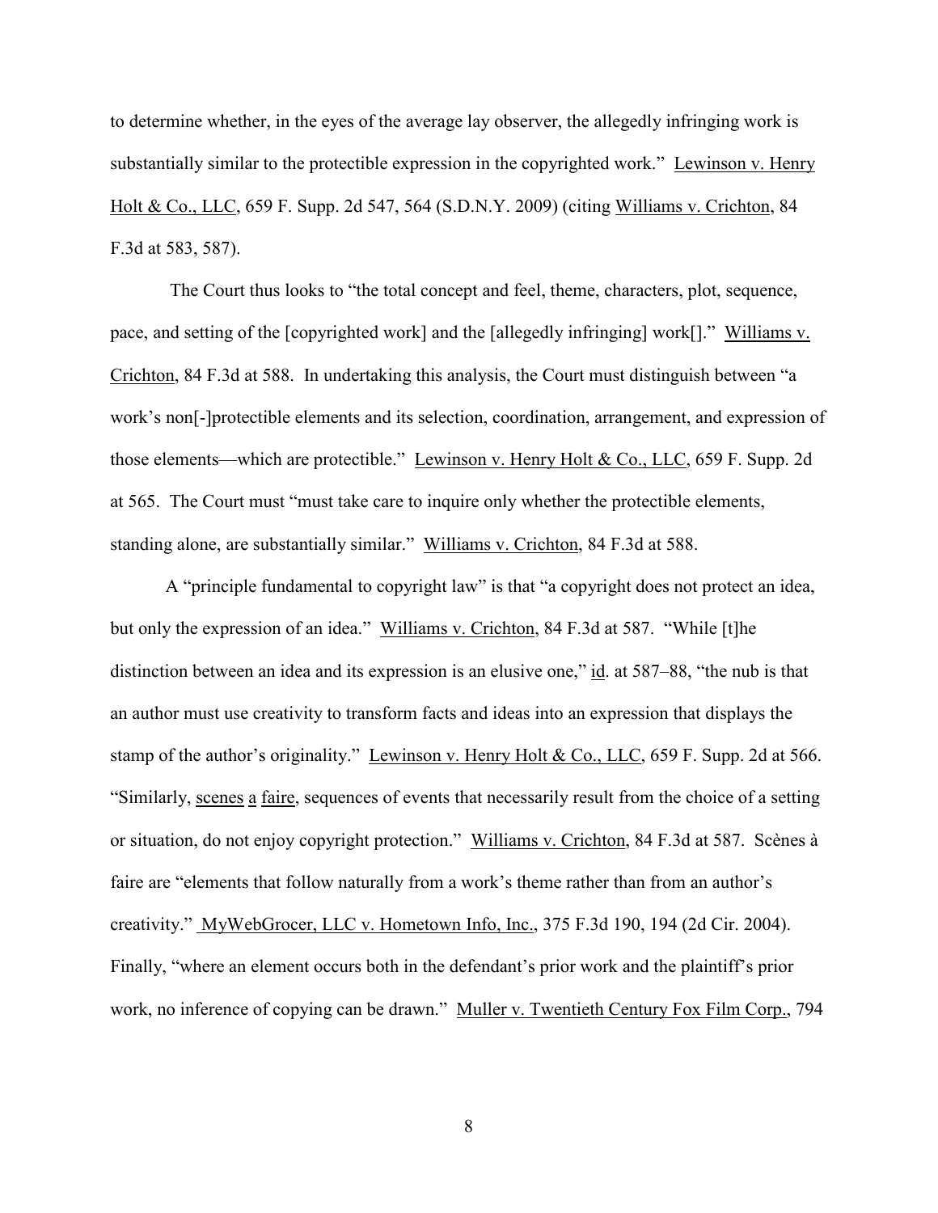to determine whether, in the eyes of the average lay observer, the allegedly infringing work is substantially similar to the protectible expression in the copyrighted work." Lewinson v. Henry Holt & Co., LLC, 659 F. Supp. 2d 547, 564 (S.D.N.Y. 2009) (citing Williams v. Crichton, 84 F.3d at 583, 587).

The Court thus looks to "the total concept and feel, theme, characters, plot, sequence, pace, and setting of the [copyrighted work] and the [allegedly infringing] work[]." Williams v. Crichton, 84 F.3d at 588. In undertaking this analysis, the Court must distinguish between "a work's non[-]protectible elements and its selection, coordination, arrangement, and expression of those elements—which are protectible." Lewinson v. Henry Holt & Co., LLC, 659 F. Supp. 2d at 565. The Court must "must take care to inquire only whether the protectible elements, standing alone, are substantially similar." Williams v. Crichton, 84 F.3d at 588.

A "principle fundamental to copyright law" is that "a copyright does not protect an idea, but only the expression of an idea." Williams v. Crichton, 84 F.3d at 587. "While [t]he distinction between an idea and its expression is an elusive one," id. at 587–88, "the nub is that an author must use creativity to transform facts and ideas into an expression that displays the stamp of the author's originality." Lewinson v. Henry Holt & Co., LLC, 659 F. Supp. 2d at 566. "Similarly, scenes a faire, sequences of events that necessarily result from the choice of a setting or situation, do not enjoy copyright protection." Williams v. Crichton, 84 F.3d at 587. Scènes à faire are "elements that follow naturally from a work's theme rather than from an author's creativity." MyWebGrocer, LLC v. Hometown Info, Inc., 375 F.3d 190, 194 (2d Cir. 2004). Finally, "where an element occurs both in the defendant's prior work and the plaintiff's prior work, no inference of copying can be drawn." Muller v. Twentieth Century Fox Film Corp., 794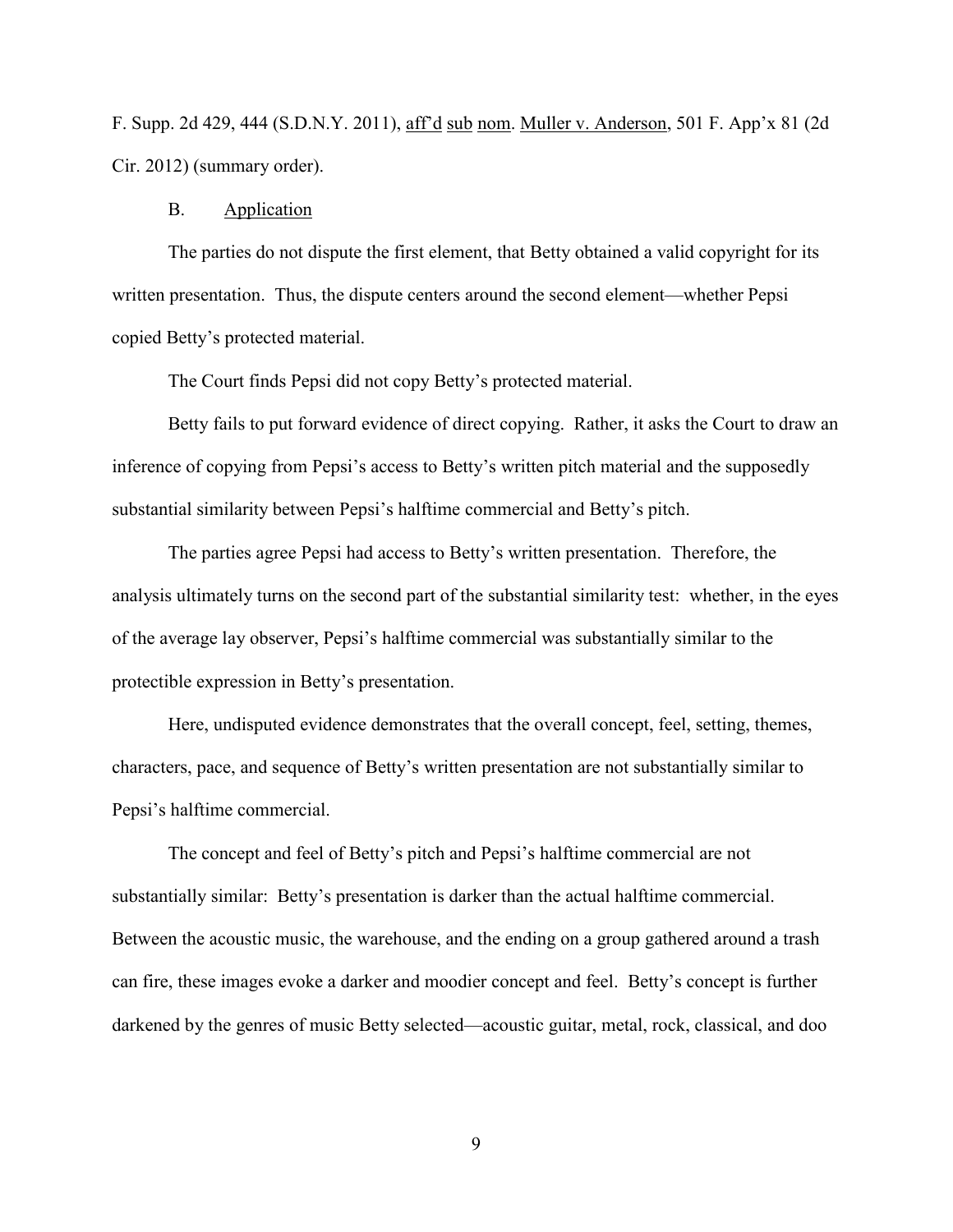F. Supp. 2d 429, 444 (S.D.N.Y. 2011), aff'd sub nom. Muller v. Anderson, 501 F. App'x 81 (2d Cir. 2012) (summary order).

## B. Application

The parties do not dispute the first element, that Betty obtained a valid copyright for its written presentation. Thus, the dispute centers around the second element—whether Pepsi copied Betty's protected material.

The Court finds Pepsi did not copy Betty's protected material.

Betty fails to put forward evidence of direct copying. Rather, it asks the Court to draw an inference of copying from Pepsi's access to Betty's written pitch material and the supposedly substantial similarity between Pepsi's halftime commercial and Betty's pitch.

The parties agree Pepsi had access to Betty's written presentation. Therefore, the analysis ultimately turns on the second part of the substantial similarity test: whether, in the eyes of the average lay observer, Pepsi's halftime commercial was substantially similar to the protectible expression in Betty's presentation.

Here, undisputed evidence demonstrates that the overall concept, feel, setting, themes, characters, pace, and sequence of Betty's written presentation are not substantially similar to Pepsi's halftime commercial.

The concept and feel of Betty's pitch and Pepsi's halftime commercial are not substantially similar: Betty's presentation is darker than the actual halftime commercial. Between the acoustic music, the warehouse, and the ending on a group gathered around a trash can fire, these images evoke a darker and moodier concept and feel. Betty's concept is further darkened by the genres of music Betty selected—acoustic guitar, metal, rock, classical, and doo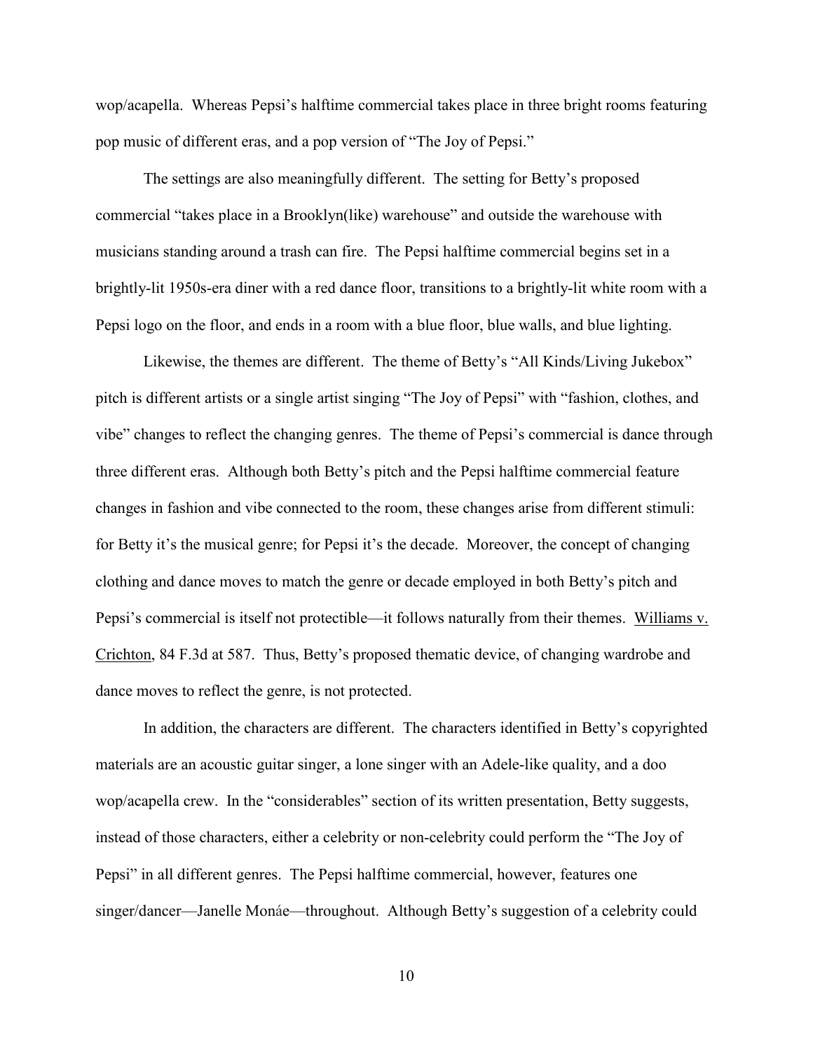wop/acapella. Whereas Pepsi's halftime commercial takes place in three bright rooms featuring pop music of different eras, and a pop version of "The Joy of Pepsi."

The settings are also meaningfully different. The setting for Betty's proposed commercial "takes place in a Brooklyn(like) warehouse" and outside the warehouse with musicians standing around a trash can fire. The Pepsi halftime commercial begins set in a brightly-lit 1950s-era diner with a red dance floor, transitions to a brightly-lit white room with a Pepsi logo on the floor, and ends in a room with a blue floor, blue walls, and blue lighting.

Likewise, the themes are different. The theme of Betty's "All Kinds/Living Jukebox" pitch is different artists or a single artist singing "The Joy of Pepsi" with "fashion, clothes, and vibe" changes to reflect the changing genres. The theme of Pepsi's commercial is dance through three different eras. Although both Betty's pitch and the Pepsi halftime commercial feature changes in fashion and vibe connected to the room, these changes arise from different stimuli: for Betty it's the musical genre; for Pepsi it's the decade. Moreover, the concept of changing clothing and dance moves to match the genre or decade employed in both Betty's pitch and Pepsi's commercial is itself not protectible—it follows naturally from their themes. Williams v. Crichton, 84 F.3d at 587. Thus, Betty's proposed thematic device, of changing wardrobe and dance moves to reflect the genre, is not protected.

In addition, the characters are different. The characters identified in Betty's copyrighted materials are an acoustic guitar singer, a lone singer with an Adele-like quality, and a doo wop/acapella crew. In the "considerables" section of its written presentation, Betty suggests, instead of those characters, either a celebrity or non-celebrity could perform the "The Joy of Pepsi" in all different genres. The Pepsi halftime commercial, however, features one singer/dancer—Janelle Monáe—throughout. Although Betty's suggestion of a celebrity could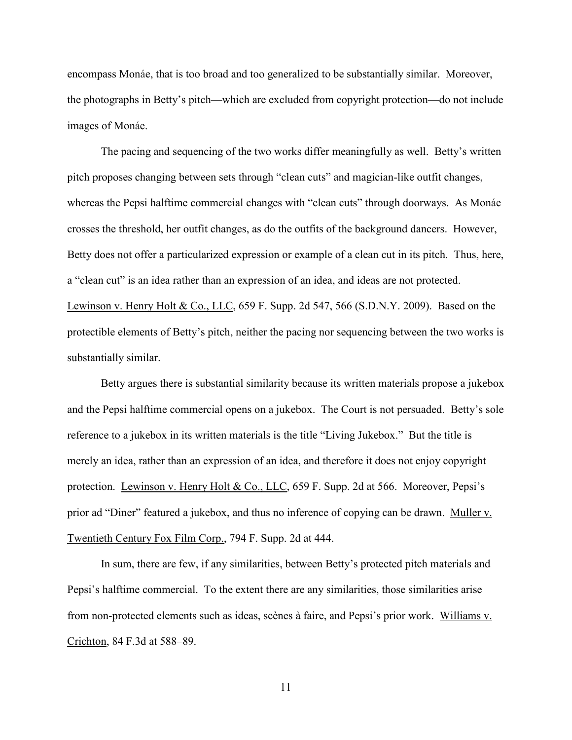encompass Monáe, that is too broad and too generalized to be substantially similar. Moreover, the photographs in Betty's pitch—which are excluded from copyright protection—do not include images of Monáe.

The pacing and sequencing of the two works differ meaningfully as well. Betty's written pitch proposes changing between sets through "clean cuts" and magician-like outfit changes, whereas the Pepsi halftime commercial changes with "clean cuts" through doorways. As Monáe crosses the threshold, her outfit changes, as do the outfits of the background dancers. However, Betty does not offer a particularized expression or example of a clean cut in its pitch. Thus, here, a "clean cut" is an idea rather than an expression of an idea, and ideas are not protected. Lewinson v. Henry Holt & Co., LLC, 659 F. Supp. 2d 547, 566 (S.D.N.Y. 2009). Based on the protectible elements of Betty's pitch, neither the pacing nor sequencing between the two works is substantially similar.

Betty argues there is substantial similarity because its written materials propose a jukebox and the Pepsi halftime commercial opens on a jukebox. The Court is not persuaded. Betty's sole reference to a jukebox in its written materials is the title "Living Jukebox." But the title is merely an idea, rather than an expression of an idea, and therefore it does not enjoy copyright protection. Lewinson v. Henry Holt & Co., LLC, 659 F. Supp. 2d at 566. Moreover, Pepsi's prior ad "Diner" featured a jukebox, and thus no inference of copying can be drawn. Muller v. Twentieth Century Fox Film Corp., 794 F. Supp. 2d at 444.

In sum, there are few, if any similarities, between Betty's protected pitch materials and Pepsi's halftime commercial. To the extent there are any similarities, those similarities arise from non-protected elements such as ideas, scènes à faire, and Pepsi's prior work. Williams v. Crichton, 84 F.3d at 588–89.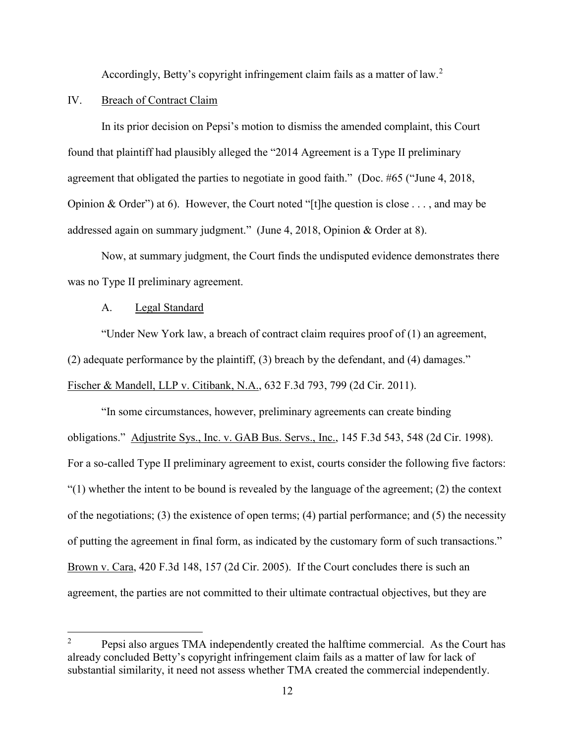Accordingly, Betty's copyright infringement claim fails as a matter of law.[2]

## IV. Breach of Contract Claim

In its prior decision on Pepsi's motion to dismiss the amended complaint, this Court found that plaintiff had plausibly alleged the "2014 Agreement is a Type II preliminary agreement that obligated the parties to negotiate in good faith." (Doc. #65 ("June 4, 2018, Opinion & Order") at 6). However, the Court noted "[t]he question is close . . . , and may be addressed again on summary judgment." (June 4, 2018, Opinion & Order at 8).

Now, at summary judgment, the Court finds the undisputed evidence demonstrates there was no Type II preliminary agreement.

### A. Legal Standard

"Under New York law, a breach of contract claim requires proof of (1) an agreement, (2) adequate performance by the plaintiff, (3) breach by the defendant, and (4) damages." Fischer & Mandell, LLP v. Citibank, N.A., 632 F.3d 793, 799 (2d Cir. 2011).

"In some circumstances, however, preliminary agreements can create binding obligations." Adjustrite Sys., Inc. v. GAB Bus. Servs., Inc., 145 F.3d 543, 548 (2d Cir. 1998). For a so-called Type II preliminary agreement to exist, courts consider the following five factors: "(1) whether the intent to be bound is revealed by the language of the agreement; (2) the context of the negotiations; (3) the existence of open terms; (4) partial performance; and (5) the necessity of putting the agreement in final form, as indicated by the customary form of such transactions." Brown v. Cara, 420 F.3d 148, 157 (2d Cir. 2005). If the Court concludes there is such an agreement, the parties are not committed to their ultimate contractual objectives, but they are

[2] Pepsi also argues TMA independently created the halftime commercial. As the Court has already concluded Betty's copyright infringement claim fails as a matter of law for lack of substantial similarity, it need not assess whether TMA created the commercial independently.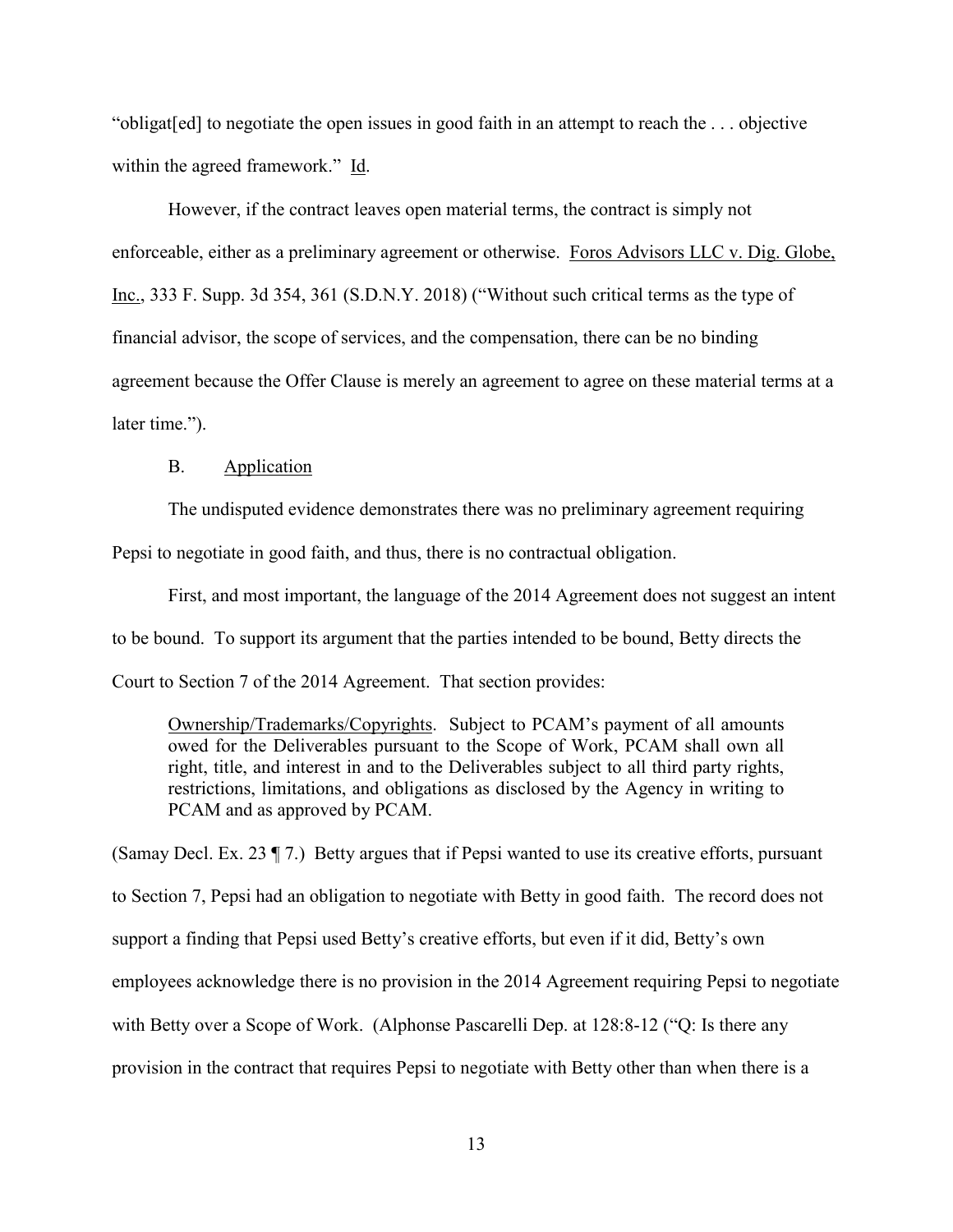"obligat[ed] to negotiate the open issues in good faith in an attempt to reach the . . . objective within the agreed framework." Id.

However, if the contract leaves open material terms, the contract is simply not enforceable, either as a preliminary agreement or otherwise. Foros Advisors LLC v. Dig. Globe, Inc., 333 F. Supp. 3d 354, 361 (S.D.N.Y. 2018) ("Without such critical terms as the type of financial advisor, the scope of services, and the compensation, there can be no binding agreement because the Offer Clause is merely an agreement to agree on these material terms at a later time.").

B. Application

The undisputed evidence demonstrates there was no preliminary agreement requiring Pepsi to negotiate in good faith, and thus, there is no contractual obligation.

First, and most important, the language of the 2014 Agreement does not suggest an intent to be bound. To support its argument that the parties intended to be bound, Betty directs the Court to Section 7 of the 2014 Agreement. That section provides:

> Ownership/Trademarks/Copyrights. Subject to PCAM's payment of all amounts owed for the Deliverables pursuant to the Scope of Work, PCAM shall own all right, title, and interest in and to the Deliverables subject to all third party rights, restrictions, limitations, and obligations as disclosed by the Agency in writing to PCAM and as approved by PCAM.

(Samay Decl. Ex. 23 ¶ 7.) Betty argues that if Pepsi wanted to use its creative efforts, pursuant to Section 7, Pepsi had an obligation to negotiate with Betty in good faith. The record does not support a finding that Pepsi used Betty's creative efforts, but even if it did, Betty's own employees acknowledge there is no provision in the 2014 Agreement requiring Pepsi to negotiate with Betty over a Scope of Work. (Alphonse Pascarelli Dep. at 128:8-12 ("Q: Is there any provision in the contract that requires Pepsi to negotiate with Betty other than when there is a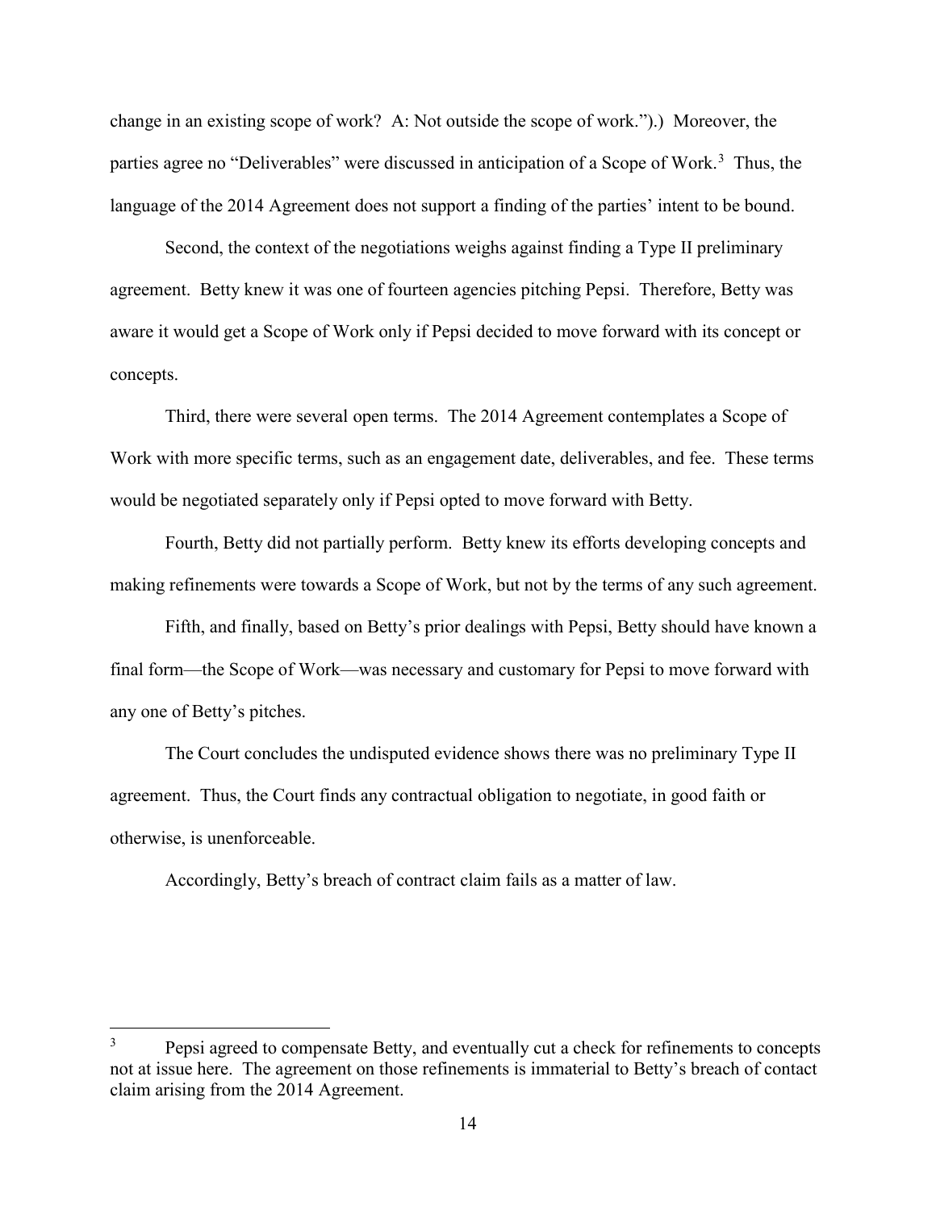change in an existing scope of work? A: Not outside the scope of work.").) Moreover, the parties agree no "Deliverables" were discussed in anticipation of a Scope of Work.[3] Thus, the language of the 2014 Agreement does not support a finding of the parties' intent to be bound.

Second, the context of the negotiations weighs against finding a Type II preliminary agreement. Betty knew it was one of fourteen agencies pitching Pepsi. Therefore, Betty was aware it would get a Scope of Work only if Pepsi decided to move forward with its concept or concepts.

Third, there were several open terms. The 2014 Agreement contemplates a Scope of Work with more specific terms, such as an engagement date, deliverables, and fee. These terms would be negotiated separately only if Pepsi opted to move forward with Betty.

Fourth, Betty did not partially perform. Betty knew its efforts developing concepts and making refinements were towards a Scope of Work, but not by the terms of any such agreement.

Fifth, and finally, based on Betty's prior dealings with Pepsi, Betty should have known a final form—the Scope of Work—was necessary and customary for Pepsi to move forward with any one of Betty's pitches.

The Court concludes the undisputed evidence shows there was no preliminary Type II agreement. Thus, the Court finds any contractual obligation to negotiate, in good faith or otherwise, is unenforceable.

Accordingly, Betty's breach of contract claim fails as a matter of law.

---

[3] Pepsi agreed to compensate Betty, and eventually cut a check for refinements to concepts not at issue here. The agreement on those refinements is immaterial to Betty's breach of contact claim arising from the 2014 Agreement.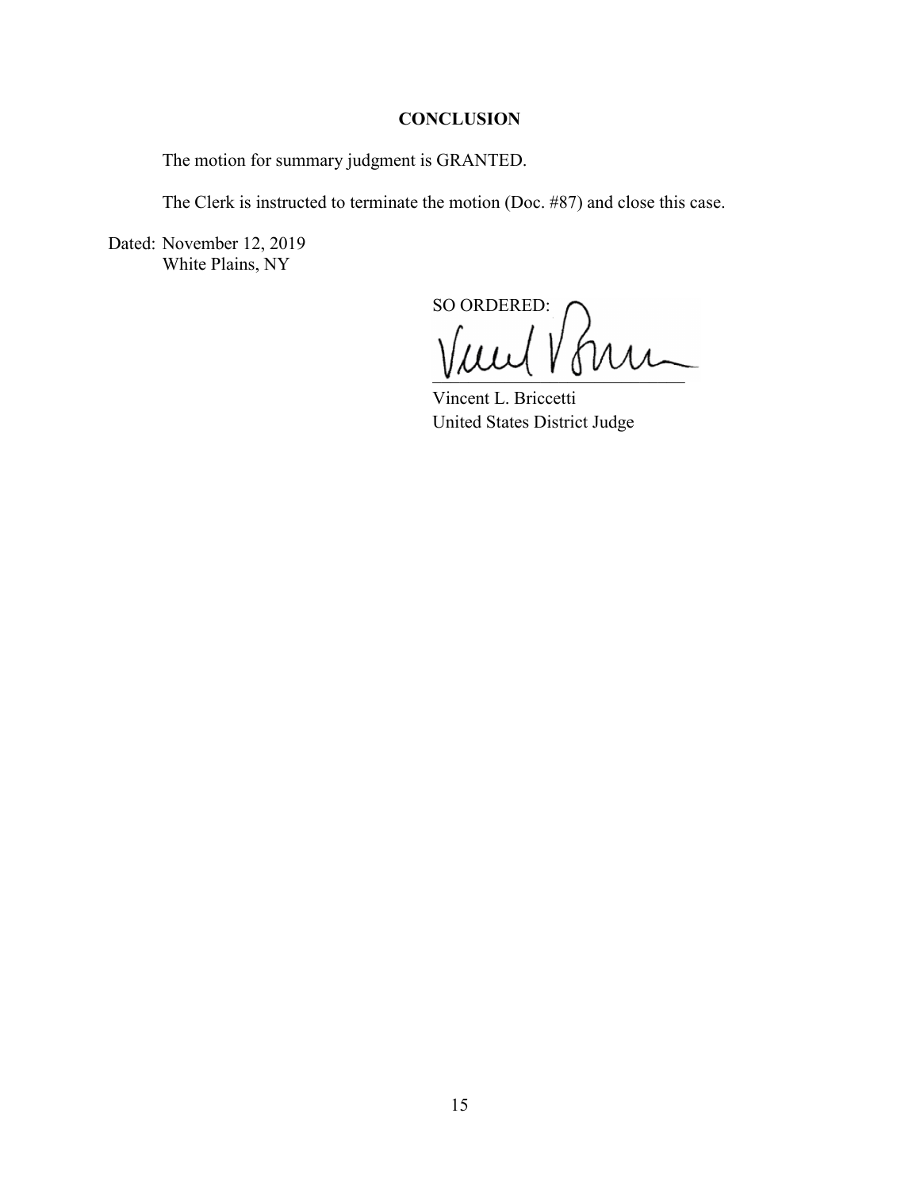## CONCLUSION

The motion for summary judgment is GRANTED.

The Clerk is instructed to terminate the motion (Doc. #87) and close this case.

Dated: November 12, 2019
White Plains, NY

SO ORDERED:

Vincent L. Briccetti
United States District Judge